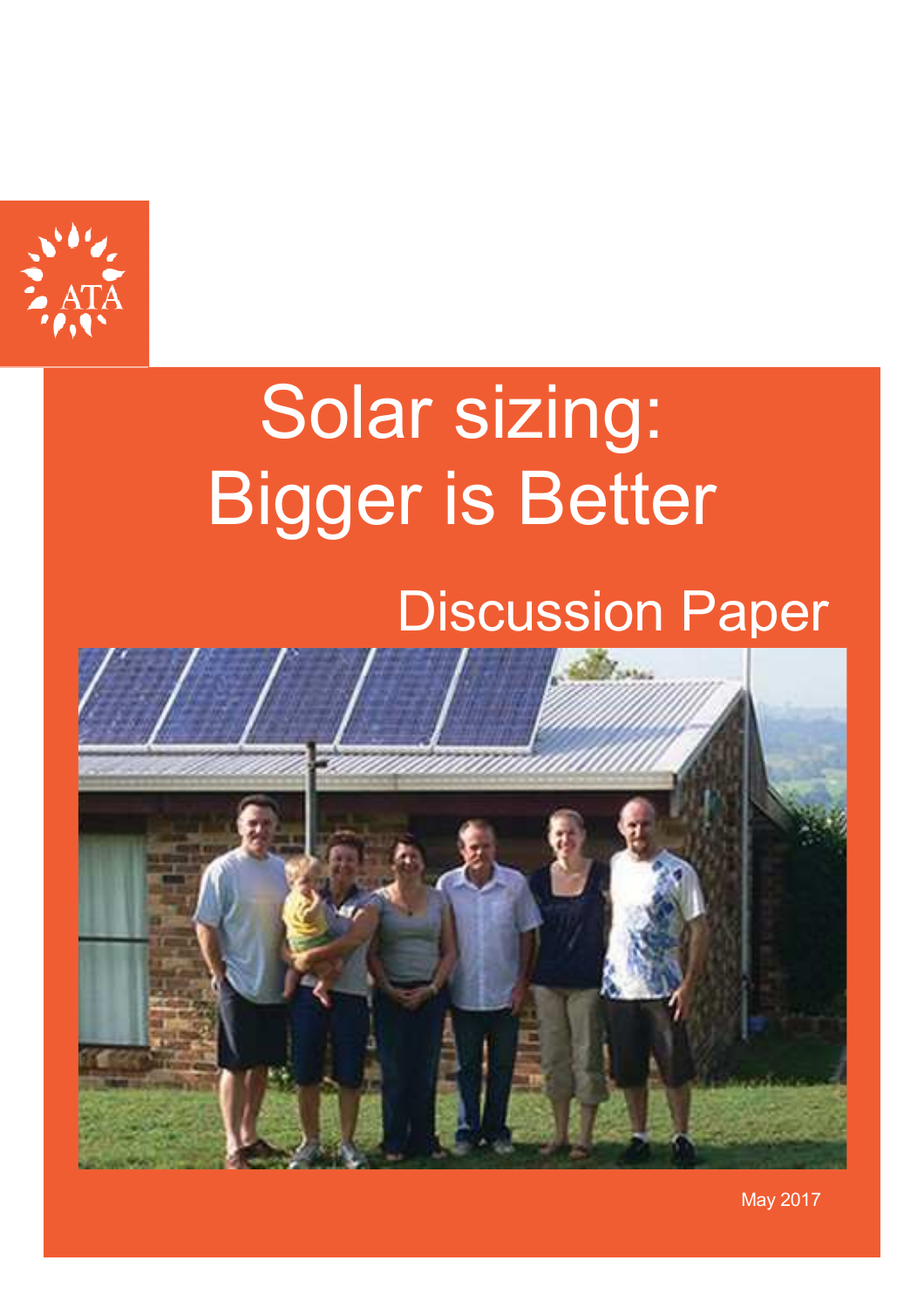ATA

# Solar sizing: Bigger is Better

## Discussion Paper

May 2017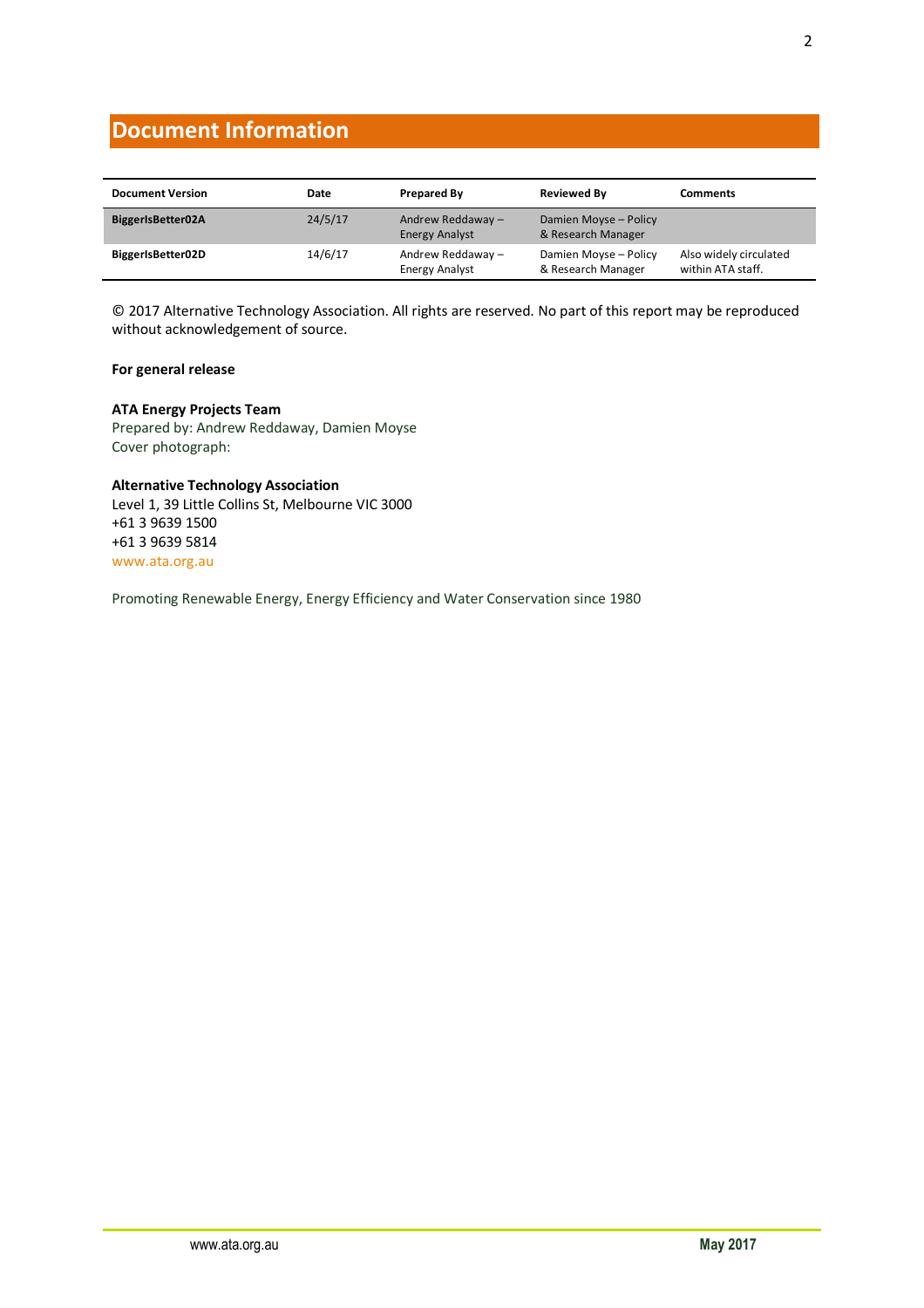# Document Information

| Document Version | Date | Prepared By | Reviewed By | Comments |
|---|---|---|---|---|
| **BiggerIsBetter02A** | 24/5/17 | Andrew Reddaway – Energy Analyst | Damien Moyse – Policy & Research Manager | |
| **BiggerIsBetter02D** | 14/6/17 | Andrew Reddaway – Energy Analyst | Damien Moyse – Policy & Research Manager | Also widely circulated within ATA staff. |

© 2017 Alternative Technology Association. All rights are reserved. No part of this report may be reproduced without acknowledgement of source.

**For general release**

**ATA Energy Projects Team**
Prepared by: Andrew Reddaway, Damien Moyse
Cover photograph:

**Alternative Technology Association**
Level 1, 39 Little Collins St, Melbourne VIC 3000
+61 3 9639 1500
+61 3 9639 5814
www.ata.org.au

Promoting Renewable Energy, Energy Efficiency and Water Conservation since 1980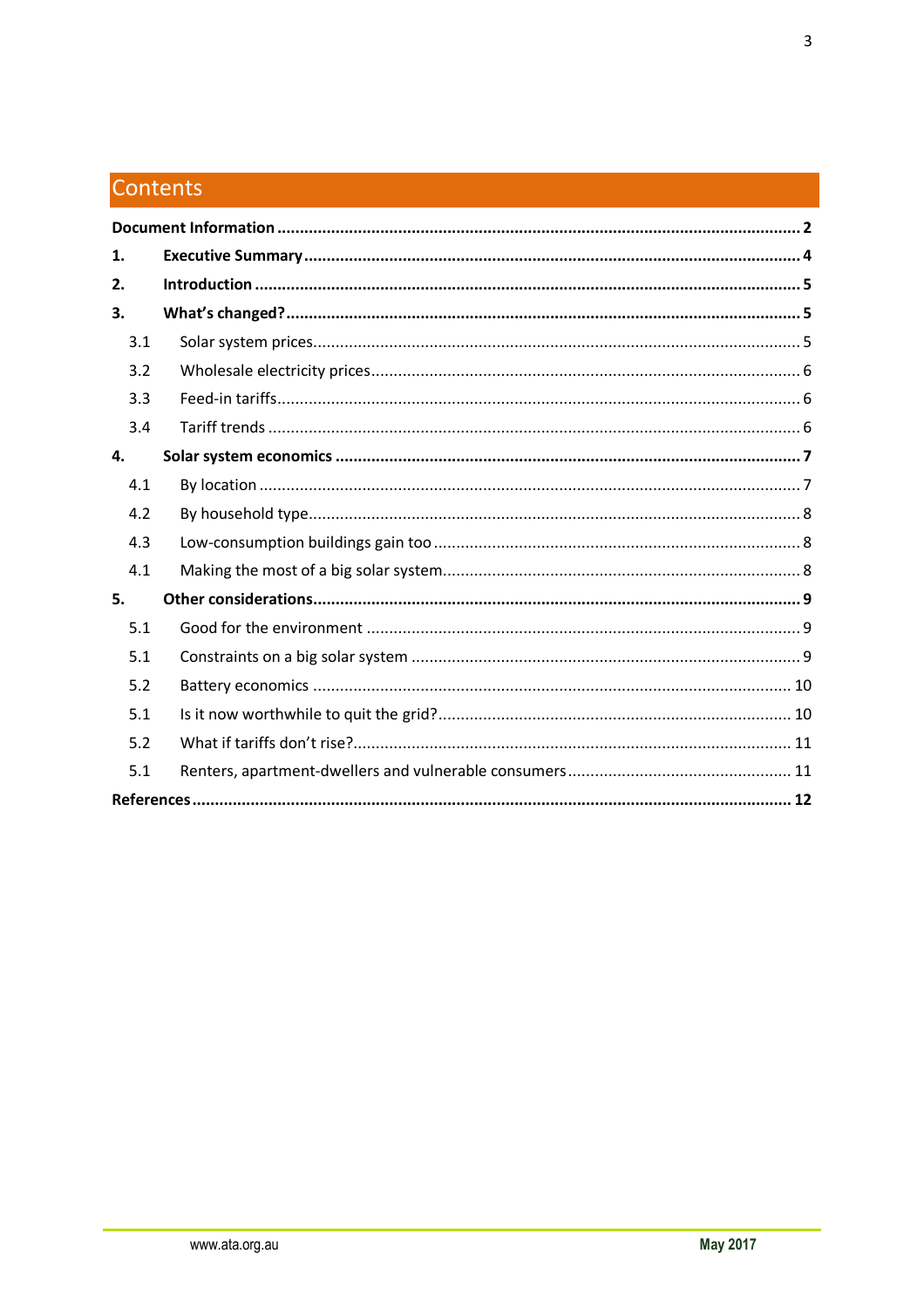# Contents

**Document Information** ... **2**

**1. Executive Summary** ... **4**

**2. Introduction** ... **5**

**3. What's changed?** ... **5**

- 3.1 Solar system prices ... 5
- 3.2 Wholesale electricity prices ... 6
- 3.3 Feed-in tariffs ... 6
- 3.4 Tariff trends ... 6

**4. Solar system economics** ... **7**

- 4.1 By location ... 7
- 4.2 By household type ... 8
- 4.3 Low-consumption buildings gain too ... 8
- 4.1 Making the most of a big solar system ... 8

**5. Other considerations** ... **9**

- 5.1 Good for the environment ... 9
- 5.1 Constraints on a big solar system ... 9
- 5.2 Battery economics ... 10
- 5.1 Is it now worthwhile to quit the grid? ... 10
- 5.2 What if tariffs don't rise? ... 11
- 5.1 Renters, apartment-dwellers and vulnerable consumers ... 11

**References** ... **12**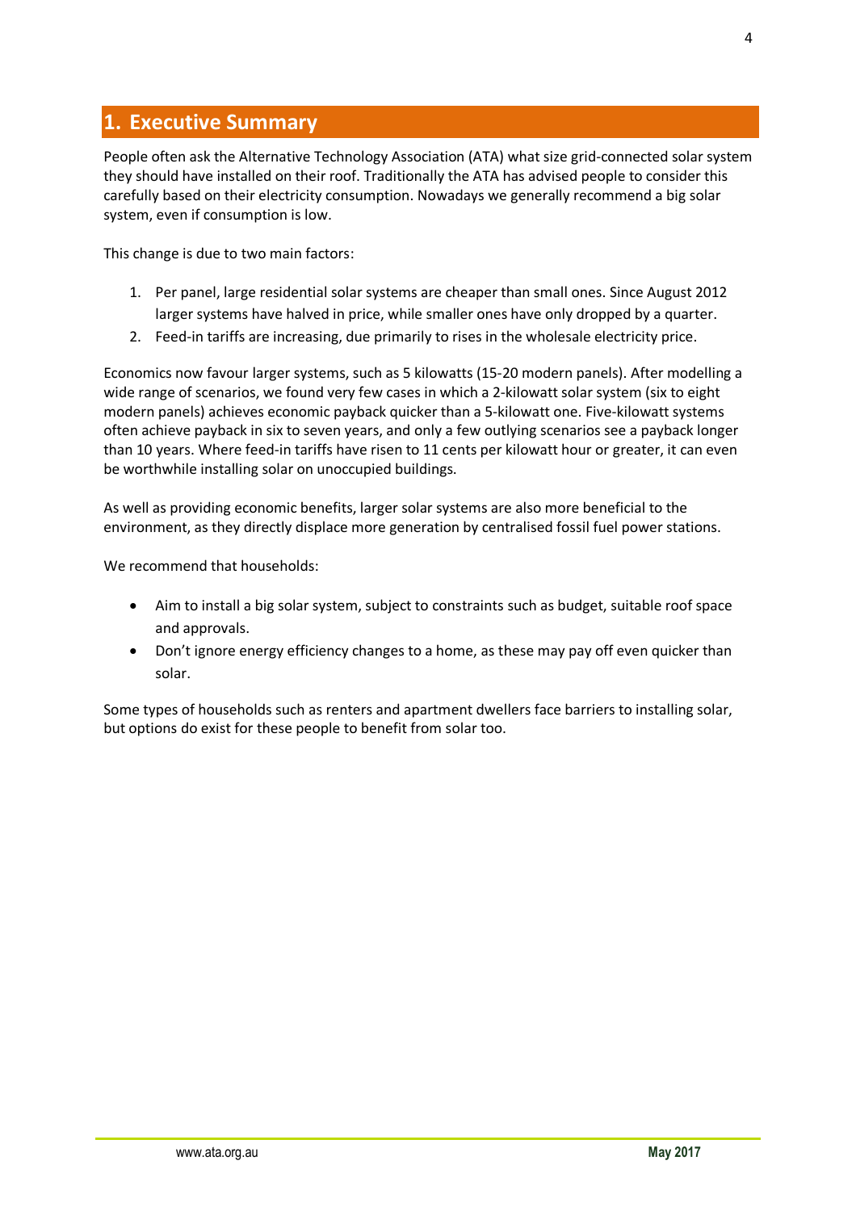# 1. Executive Summary

People often ask the Alternative Technology Association (ATA) what size grid-connected solar system they should have installed on their roof. Traditionally the ATA has advised people to consider this carefully based on their electricity consumption. Nowadays we generally recommend a big solar system, even if consumption is low.

This change is due to two main factors:

1. Per panel, large residential solar systems are cheaper than small ones. Since August 2012 larger systems have halved in price, while smaller ones have only dropped by a quarter.
2. Feed-in tariffs are increasing, due primarily to rises in the wholesale electricity price.

Economics now favour larger systems, such as 5 kilowatts (15-20 modern panels). After modelling a wide range of scenarios, we found very few cases in which a 2-kilowatt solar system (six to eight modern panels) achieves economic payback quicker than a 5-kilowatt one. Five-kilowatt systems often achieve payback in six to seven years, and only a few outlying scenarios see a payback longer than 10 years. Where feed-in tariffs have risen to 11 cents per kilowatt hour or greater, it can even be worthwhile installing solar on unoccupied buildings.

As well as providing economic benefits, larger solar systems are also more beneficial to the environment, as they directly displace more generation by centralised fossil fuel power stations.

We recommend that households:

- Aim to install a big solar system, subject to constraints such as budget, suitable roof space and approvals.
- Don't ignore energy efficiency changes to a home, as these may pay off even quicker than solar.

Some types of households such as renters and apartment dwellers face barriers to installing solar, but options do exist for these people to benefit from solar too.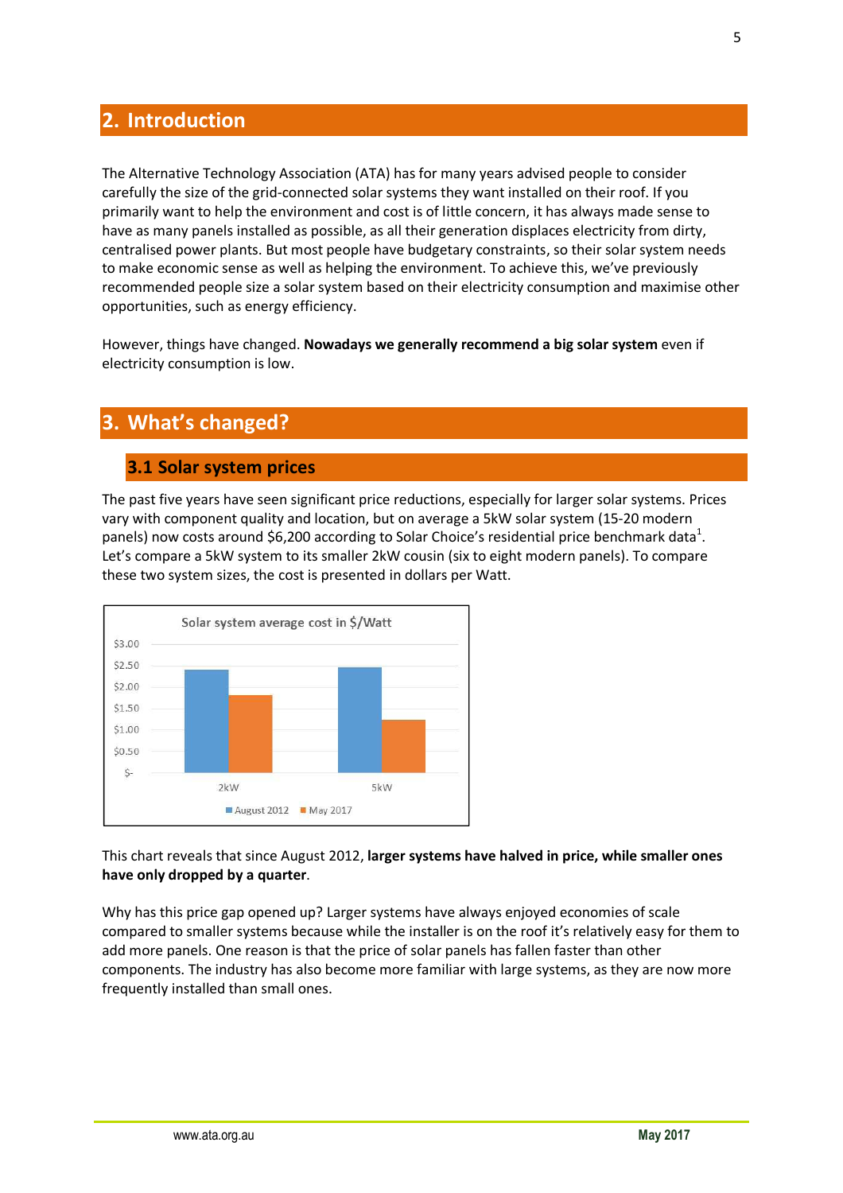## 2. Introduction

The Alternative Technology Association (ATA) has for many years advised people to consider carefully the size of the grid-connected solar systems they want installed on their roof. If you primarily want to help the environment and cost is of little concern, it has always made sense to have as many panels installed as possible, as all their generation displaces electricity from dirty, centralised power plants. But most people have budgetary constraints, so their solar system needs to make economic sense as well as helping the environment. To achieve this, we've previously recommended people size a solar system based on their electricity consumption and maximise other opportunities, such as energy efficiency.

However, things have changed. **Nowadays we generally recommend a big solar system** even if electricity consumption is low.

## 3. What's changed?

### 3.1 Solar system prices

The past five years have seen significant price reductions, especially for larger solar systems. Prices vary with component quality and location, but on average a 5kW solar system (15-20 modern panels) now costs around $6,200 according to Solar Choice's residential price benchmark data[1]. Let's compare a 5kW system to its smaller 2kW cousin (six to eight modern panels). To compare these two system sizes, the cost is presented in dollars per Watt.

Solar system average cost in $/Watt

This chart reveals that since August 2012, **larger systems have halved in price, while smaller ones have only dropped by a quarter**.

Why has this price gap opened up? Larger systems have always enjoyed economies of scale compared to smaller systems because while the installer is on the roof it's relatively easy for them to add more panels. One reason is that the price of solar panels has fallen faster than other components. The industry has also become more familiar with large systems, as they are now more frequently installed than small ones.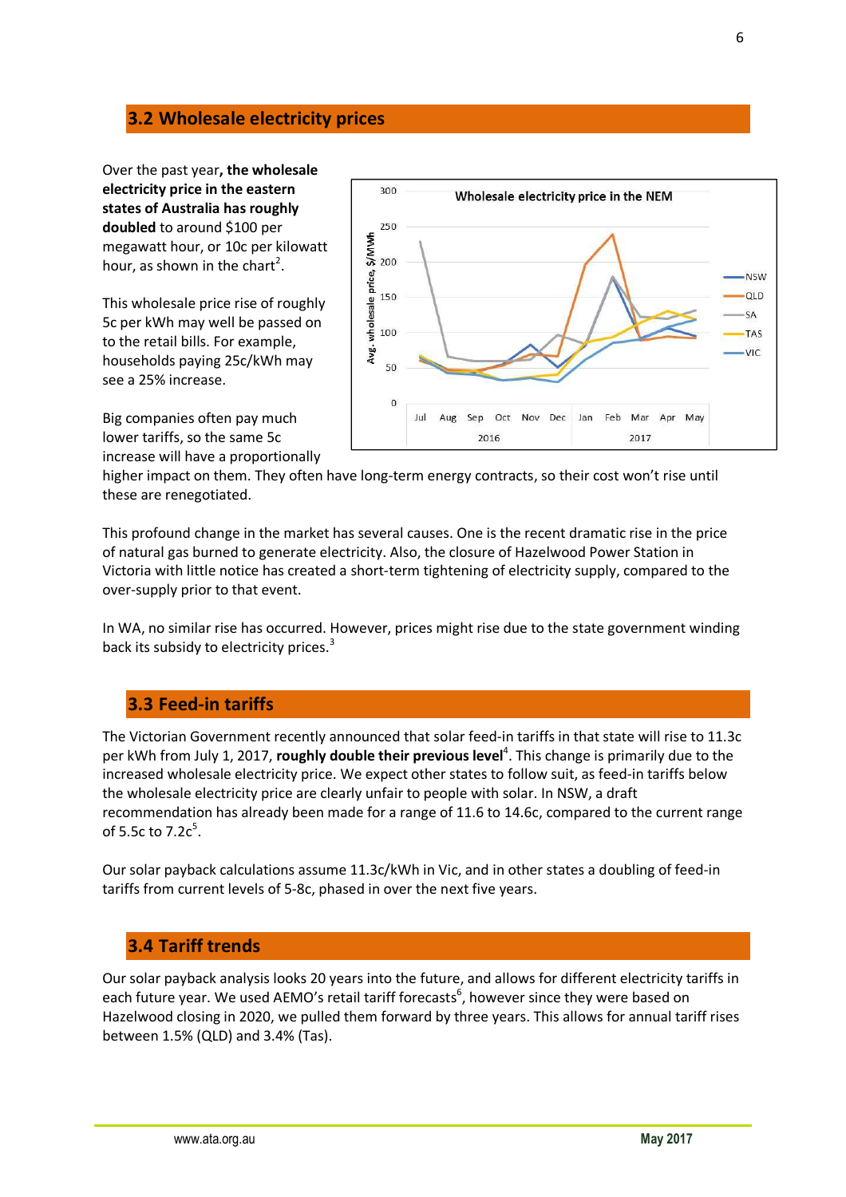## 3.2 Wholesale electricity prices

Over the past year**, the wholesale electricity price in the eastern states of Australia has roughly doubled** to around $100 per megawatt hour, or 10c per kilowatt hour, as shown in the chart[2].

This wholesale price rise of roughly 5c per kWh may well be passed on to the retail bills. For example, households paying 25c/kWh may see a 25% increase.

Big companies often pay much lower tariffs, so the same 5c increase will have a proportionally higher impact on them. They often have long-term energy contracts, so their cost won't rise until these are renegotiated.

This profound change in the market has several causes. One is the recent dramatic rise in the price of natural gas burned to generate electricity. Also, the closure of Hazelwood Power Station in Victoria with little notice has created a short-term tightening of electricity supply, compared to the over-supply prior to that event.

In WA, no similar rise has occurred. However, prices might rise due to the state government winding back its subsidy to electricity prices.[3]

## 3.3 Feed-in tariffs

The Victorian Government recently announced that solar feed-in tariffs in that state will rise to 11.3c per kWh from July 1, 2017, **roughly double their previous level**[4]. This change is primarily due to the increased wholesale electricity price. We expect other states to follow suit, as feed-in tariffs below the wholesale electricity price are clearly unfair to people with solar. In NSW, a draft recommendation has already been made for a range of 11.6 to 14.6c, compared to the current range of 5.5c to 7.2c[5].

Our solar payback calculations assume 11.3c/kWh in Vic, and in other states a doubling of feed-in tariffs from current levels of 5-8c, phased in over the next five years.

## 3.4 Tariff trends

Our solar payback analysis looks 20 years into the future, and allows for different electricity tariffs in each future year. We used AEMO's retail tariff forecasts[6], however since they were based on Hazelwood closing in 2020, we pulled them forward by three years. This allows for annual tariff rises between 1.5% (QLD) and 3.4% (Tas).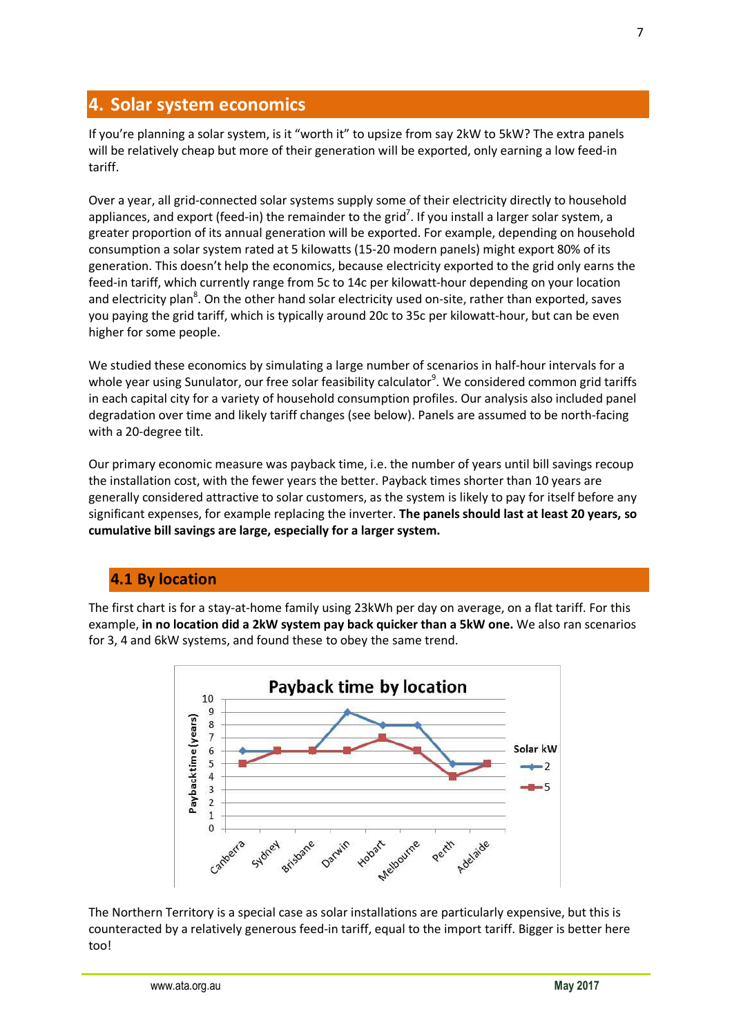## 4. Solar system economics

If you're planning a solar system, is it "worth it" to upsize from say 2kW to 5kW? The extra panels will be relatively cheap but more of their generation will be exported, only earning a low feed-in tariff.

Over a year, all grid-connected solar systems supply some of their electricity directly to household appliances, and export (feed-in) the remainder to the grid[7]. If you install a larger solar system, a greater proportion of its annual generation will be exported. For example, depending on household consumption a solar system rated at 5 kilowatts (15-20 modern panels) might export 80% of its generation. This doesn't help the economics, because electricity exported to the grid only earns the feed-in tariff, which currently range from 5c to 14c per kilowatt-hour depending on your location and electricity plan[8]. On the other hand solar electricity used on-site, rather than exported, saves you paying the grid tariff, which is typically around 20c to 35c per kilowatt-hour, but can be even higher for some people.

We studied these economics by simulating a large number of scenarios in half-hour intervals for a whole year using Sunulator, our free solar feasibility calculator[9]. We considered common grid tariffs in each capital city for a variety of household consumption profiles. Our analysis also included panel degradation over time and likely tariff changes (see below). Panels are assumed to be north-facing with a 20-degree tilt.

Our primary economic measure was payback time, i.e. the number of years until bill savings recoup the installation cost, with the fewer years the better. Payback times shorter than 10 years are generally considered attractive to solar customers, as the system is likely to pay for itself before any significant expenses, for example replacing the inverter. **The panels should last at least 20 years, so cumulative bill savings are large, especially for a larger system.**

### 4.1 By location

The first chart is for a stay-at-home family using 23kWh per day on average, on a flat tariff. For this example, **in no location did a 2kW system pay back quicker than a 5kW one.** We also ran scenarios for 3, 4 and 6kW systems, and found these to obey the same trend.

**Payback time by location**

| Location | Payback time (years), 2 kW | Payback time (years), 5 kW |
|---|---|---|
| Canberra | 6 | 5 |
| Sydney | 6 | 6 |
| Brisbane | 6 | 6 |
| Darwin | 9 | 6 |
| Hobart | 8 | 7 |
| Melbourne | 8 | 6 |
| Perth | 5 | 4 |
| Adelaide | 5 | 5 |

The Northern Territory is a special case as solar installations are particularly expensive, but this is counteracted by a relatively generous feed-in tariff, equal to the import tariff. Bigger is better here too!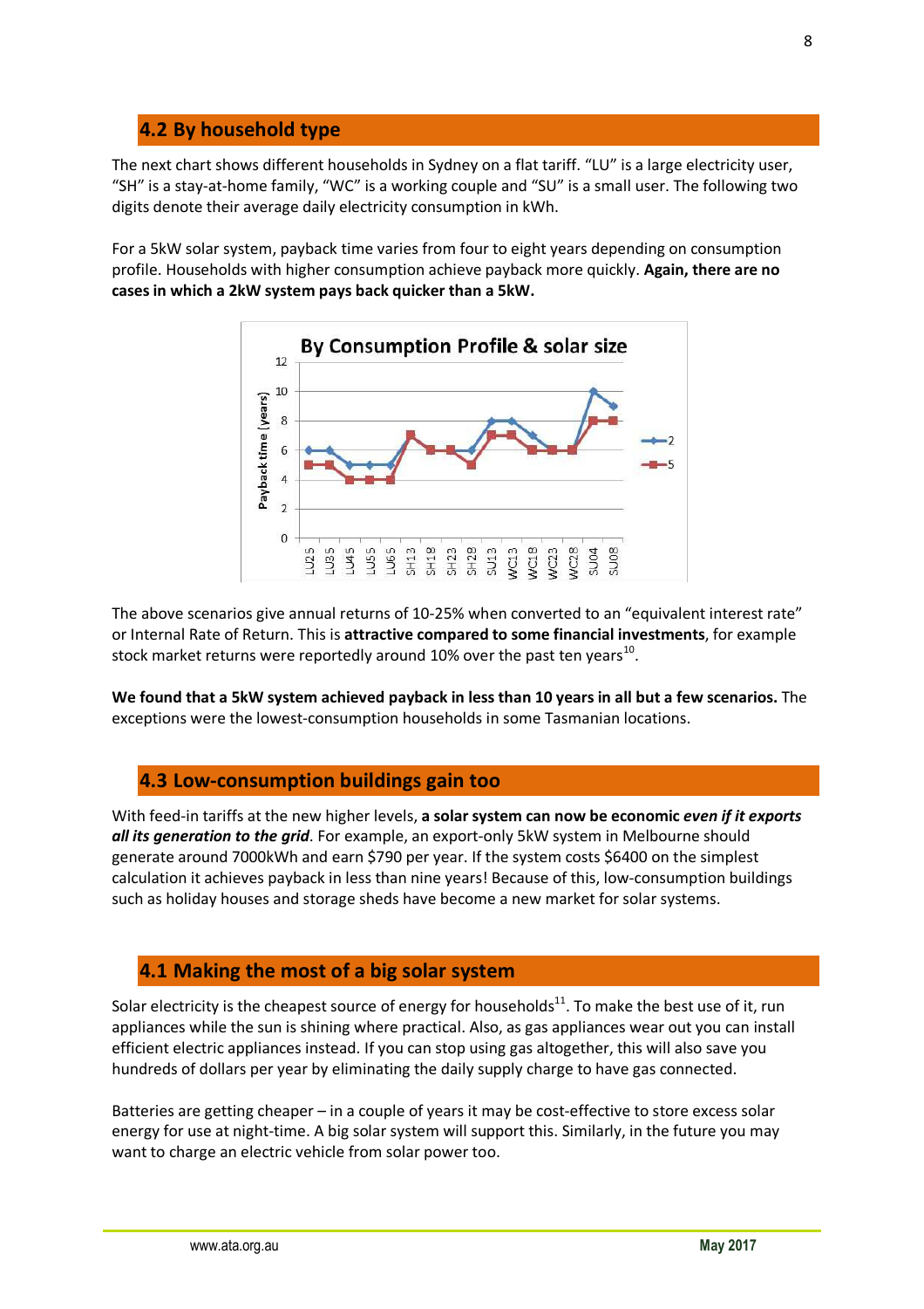## 4.2 By household type

The next chart shows different households in Sydney on a flat tariff. "LU" is a large electricity user, "SH" is a stay-at-home family, "WC" is a working couple and "SU" is a small user. The following two digits denote their average daily electricity consumption in kWh.

For a 5kW solar system, payback time varies from four to eight years depending on consumption profile. Households with higher consumption achieve payback more quickly. **Again, there are no cases in which a 2kW system pays back quicker than a 5kW.**

The above scenarios give annual returns of 10-25% when converted to an "equivalent interest rate" or Internal Rate of Return. This is **attractive compared to some financial investments**, for example stock market returns were reportedly around 10% over the past ten years[10].

**We found that a 5kW system achieved payback in less than 10 years in all but a few scenarios.** The exceptions were the lowest-consumption households in some Tasmanian locations.

## 4.3 Low-consumption buildings gain too

With feed-in tariffs at the new higher levels, **a solar system can now be economic *even if it exports all its generation to the grid***. For example, an export-only 5kW system in Melbourne should generate around 7000kWh and earn $790 per year. If the system costs $6400 on the simplest calculation it achieves payback in less than nine years! Because of this, low-consumption buildings such as holiday houses and storage sheds have become a new market for solar systems.

## 4.1 Making the most of a big solar system

Solar electricity is the cheapest source of energy for households[11]. To make the best use of it, run appliances while the sun is shining where practical. Also, as gas appliances wear out you can install efficient electric appliances instead. If you can stop using gas altogether, this will also save you hundreds of dollars per year by eliminating the daily supply charge to have gas connected.

Batteries are getting cheaper – in a couple of years it may be cost-effective to store excess solar energy for use at night-time. A big solar system will support this. Similarly, in the future you may want to charge an electric vehicle from solar power too.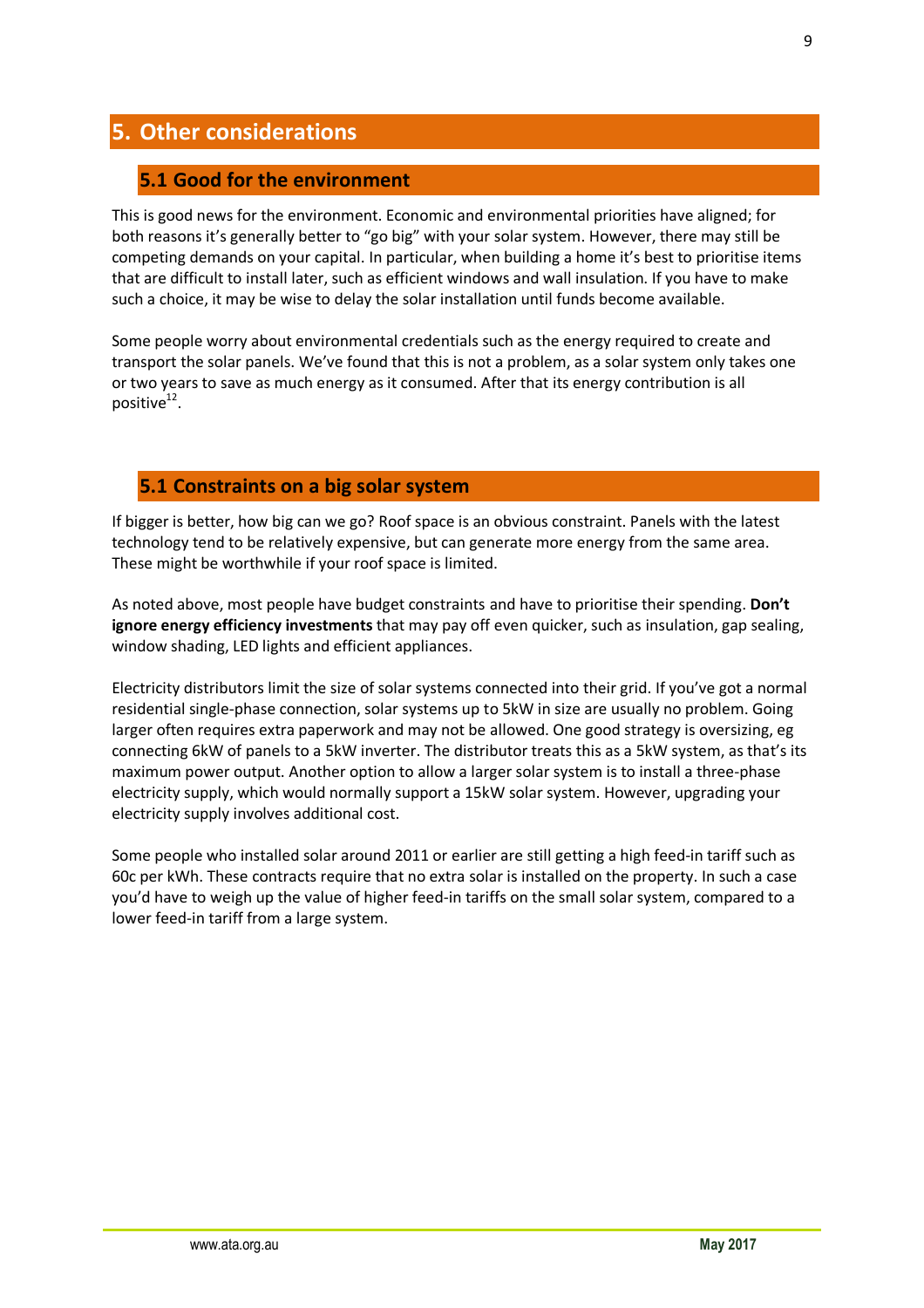# 5. Other considerations

## 5.1 Good for the environment

This is good news for the environment. Economic and environmental priorities have aligned; for both reasons it's generally better to "go big" with your solar system. However, there may still be competing demands on your capital. In particular, when building a home it's best to prioritise items that are difficult to install later, such as efficient windows and wall insulation. If you have to make such a choice, it may be wise to delay the solar installation until funds become available.

Some people worry about environmental credentials such as the energy required to create and transport the solar panels. We've found that this is not a problem, as a solar system only takes one or two years to save as much energy as it consumed. After that its energy contribution is all positive[12].

## 5.1 Constraints on a big solar system

If bigger is better, how big can we go? Roof space is an obvious constraint. Panels with the latest technology tend to be relatively expensive, but can generate more energy from the same area. These might be worthwhile if your roof space is limited.

As noted above, most people have budget constraints and have to prioritise their spending. **Don't ignore energy efficiency investments** that may pay off even quicker, such as insulation, gap sealing, window shading, LED lights and efficient appliances.

Electricity distributors limit the size of solar systems connected into their grid. If you've got a normal residential single-phase connection, solar systems up to 5kW in size are usually no problem. Going larger often requires extra paperwork and may not be allowed. One good strategy is oversizing, eg connecting 6kW of panels to a 5kW inverter. The distributor treats this as a 5kW system, as that's its maximum power output. Another option to allow a larger solar system is to install a three-phase electricity supply, which would normally support a 15kW solar system. However, upgrading your electricity supply involves additional cost.

Some people who installed solar around 2011 or earlier are still getting a high feed-in tariff such as 60c per kWh. These contracts require that no extra solar is installed on the property. In such a case you'd have to weigh up the value of higher feed-in tariffs on the small solar system, compared to a lower feed-in tariff from a large system.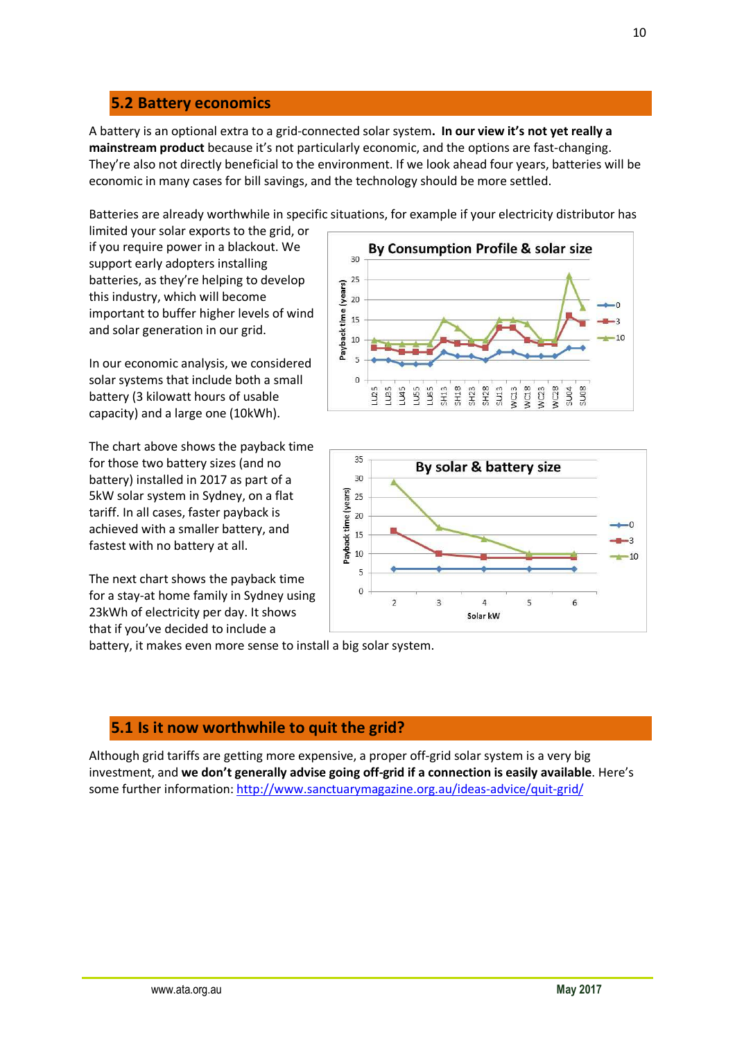## 5.2 Battery economics

A battery is an optional extra to a grid-connected solar system. **In our view it's not yet really a mainstream product** because it's not particularly economic, and the options are fast-changing. They're also not directly beneficial to the environment. If we look ahead four years, batteries will be economic in many cases for bill savings, and the technology should be more settled.

Batteries are already worthwhile in specific situations, for example if your electricity distributor has limited your solar exports to the grid, or if you require power in a blackout. We support early adopters installing batteries, as they're helping to develop this industry, which will become important to buffer higher levels of wind and solar generation in our grid.

In our economic analysis, we considered solar systems that include both a small battery (3 kilowatt hours of usable capacity) and a large one (10kWh).

The chart above shows the payback time for those two battery sizes (and no battery) installed in 2017 as part of a 5kW solar system in Sydney, on a flat tariff. In all cases, faster payback is achieved with a smaller battery, and fastest with no battery at all.

The next chart shows the payback time for a stay-at home family in Sydney using 23kWh of electricity per day. It shows that if you've decided to include a battery, it makes even more sense to install a big solar system.

## 5.1 Is it now worthwhile to quit the grid?

Although grid tariffs are getting more expensive, a proper off-grid solar system is a very big investment, and **we don't generally advise going off-grid if a connection is easily available**. Here's some further information: [http://www.sanctuarymagazine.org.au/ideas-advice/quit-grid/](http://www.sanctuarymagazine.org.au/ideas-advice/quit-grid/)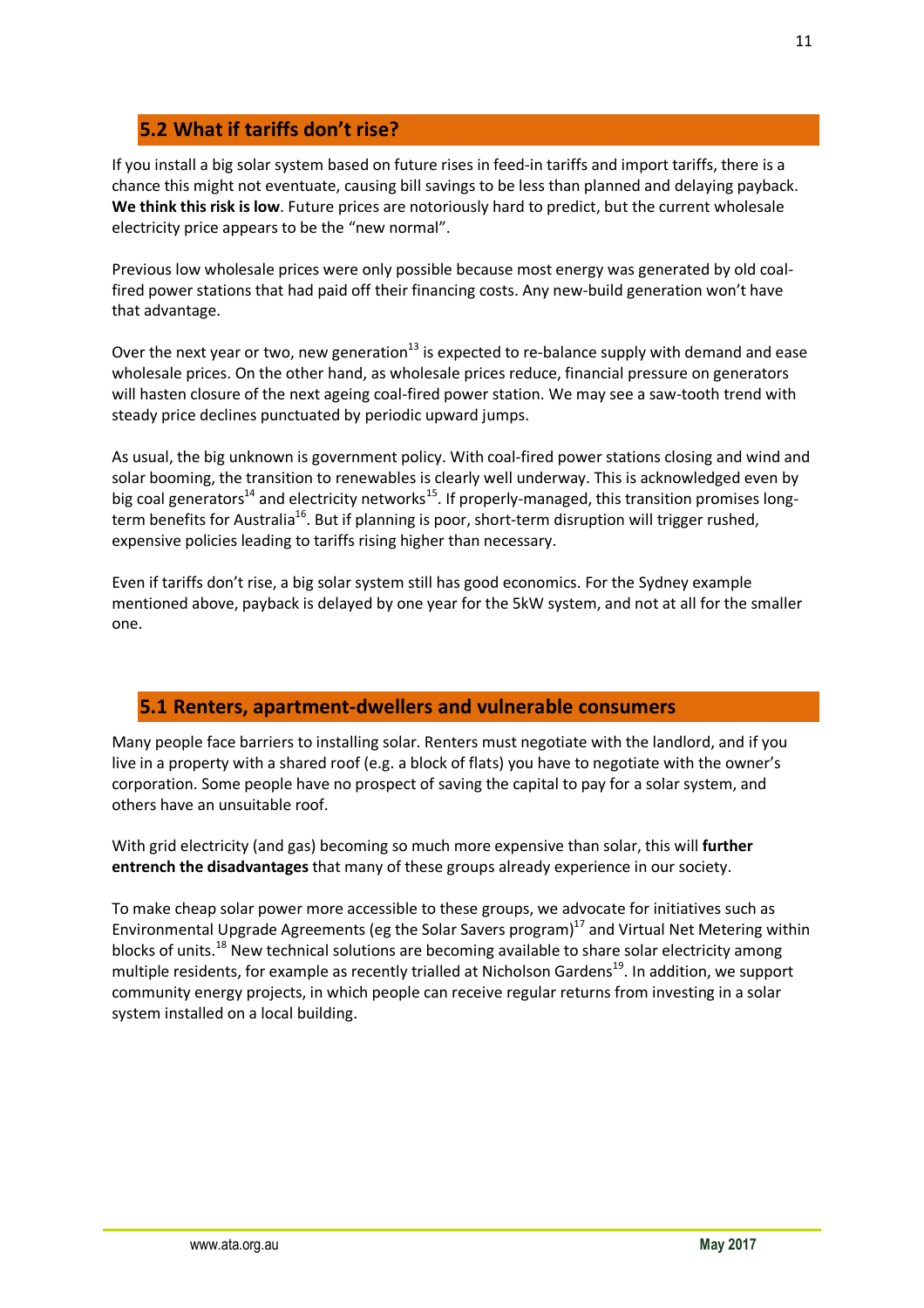## 5.2 What if tariffs don't rise?

If you install a big solar system based on future rises in feed-in tariffs and import tariffs, there is a chance this might not eventuate, causing bill savings to be less than planned and delaying payback. **We think this risk is low**. Future prices are notoriously hard to predict, but the current wholesale electricity price appears to be the "new normal".

Previous low wholesale prices were only possible because most energy was generated by old coal-fired power stations that had paid off their financing costs. Any new-build generation won't have that advantage.

Over the next year or two, new generation[13] is expected to re-balance supply with demand and ease wholesale prices. On the other hand, as wholesale prices reduce, financial pressure on generators will hasten closure of the next ageing coal-fired power station. We may see a saw-tooth trend with steady price declines punctuated by periodic upward jumps.

As usual, the big unknown is government policy. With coal-fired power stations closing and wind and solar booming, the transition to renewables is clearly well underway. This is acknowledged even by big coal generators[14] and electricity networks[15]. If properly-managed, this transition promises long-term benefits for Australia[16]. But if planning is poor, short-term disruption will trigger rushed, expensive policies leading to tariffs rising higher than necessary.

Even if tariffs don't rise, a big solar system still has good economics. For the Sydney example mentioned above, payback is delayed by one year for the 5kW system, and not at all for the smaller one.

## 5.1 Renters, apartment-dwellers and vulnerable consumers

Many people face barriers to installing solar. Renters must negotiate with the landlord, and if you live in a property with a shared roof (e.g. a block of flats) you have to negotiate with the owner's corporation. Some people have no prospect of saving the capital to pay for a solar system, and others have an unsuitable roof.

With grid electricity (and gas) becoming so much more expensive than solar, this will **further entrench the disadvantages** that many of these groups already experience in our society.

To make cheap solar power more accessible to these groups, we advocate for initiatives such as Environmental Upgrade Agreements (eg the Solar Savers program)[17] and Virtual Net Metering within blocks of units.[18] New technical solutions are becoming available to share solar electricity among multiple residents, for example as recently trialled at Nicholson Gardens[19]. In addition, we support community energy projects, in which people can receive regular returns from investing in a solar system installed on a local building.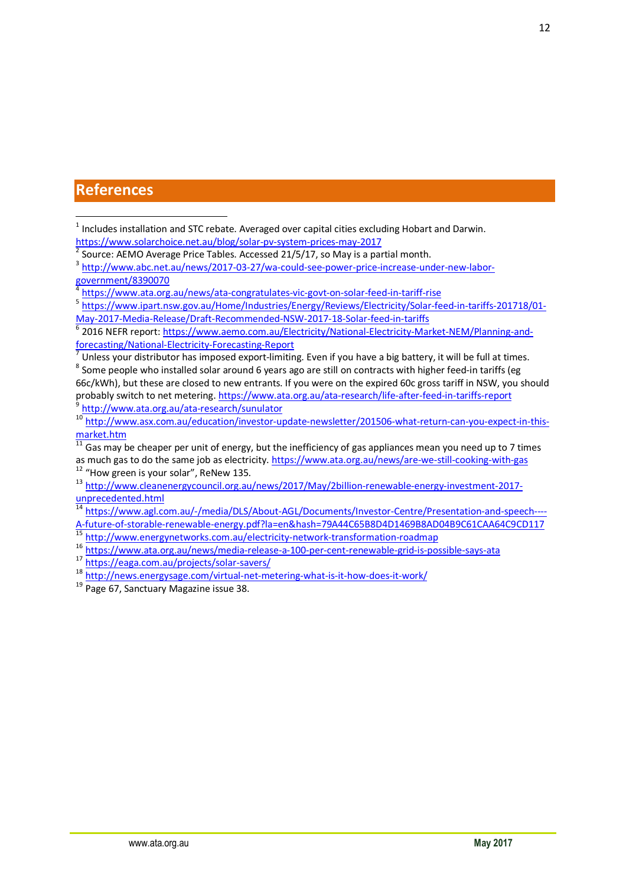## References

[1] Includes installation and STC rebate. Averaged over capital cities excluding Hobart and Darwin. https://www.solarchoice.net.au/blog/solar-pv-system-prices-may-2017

[2] Source: AEMO Average Price Tables. Accessed 21/5/17, so May is a partial month.

[3] http://www.abc.net.au/news/2017-03-27/wa-could-see-power-price-increase-under-new-labor-government/8390070

[4] https://www.ata.org.au/news/ata-congratulates-vic-govt-on-solar-feed-in-tariff-rise

[5] https://www.ipart.nsw.gov.au/Home/Industries/Energy/Reviews/Electricity/Solar-feed-in-tariffs-201718/01-May-2017-Media-Release/Draft-Recommended-NSW-2017-18-Solar-feed-in-tariffs

[6] 2016 NEFR report: https://www.aemo.com.au/Electricity/National-Electricity-Market-NEM/Planning-and-forecasting/National-Electricity-Forecasting-Report

[7] Unless your distributor has imposed export-limiting. Even if you have a big battery, it will be full at times.

[8] Some people who installed solar around 6 years ago are still on contracts with higher feed-in tariffs (eg 66c/kWh), but these are closed to new entrants. If you were on the expired 60c gross tariff in NSW, you should probably switch to net metering. https://www.ata.org.au/ata-research/life-after-feed-in-tariffs-report

[9] http://www.ata.org.au/ata-research/sunulator

[10] http://www.asx.com.au/education/investor-update-newsletter/201506-what-return-can-you-expect-in-this-market.htm

[11] Gas may be cheaper per unit of energy, but the inefficiency of gas appliances mean you need up to 7 times as much gas to do the same job as electricity. https://www.ata.org.au/news/are-we-still-cooking-with-gas

[12] "How green is your solar", ReNew 135.

[13] http://www.cleanenergycouncil.org.au/news/2017/May/2billion-renewable-energy-investment-2017-unprecedented.html

[14] https://www.agl.com.au/-/media/DLS/About-AGL/Documents/Investor-Centre/Presentation-and-speech----A-future-of-storable-renewable-energy.pdf?la=en&hash=79A44C65B8D4D1469B8AD04B9C61CAA64C9CD117

[15] http://www.energynetworks.com.au/electricity-network-transformation-roadmap

[16] https://www.ata.org.au/news/media-release-a-100-per-cent-renewable-grid-is-possible-says-ata

[17] https://eaga.com.au/projects/solar-savers/

[18] http://news.energysage.com/virtual-net-metering-what-is-it-how-does-it-work/

[19] Page 67, Sanctuary Magazine issue 38.